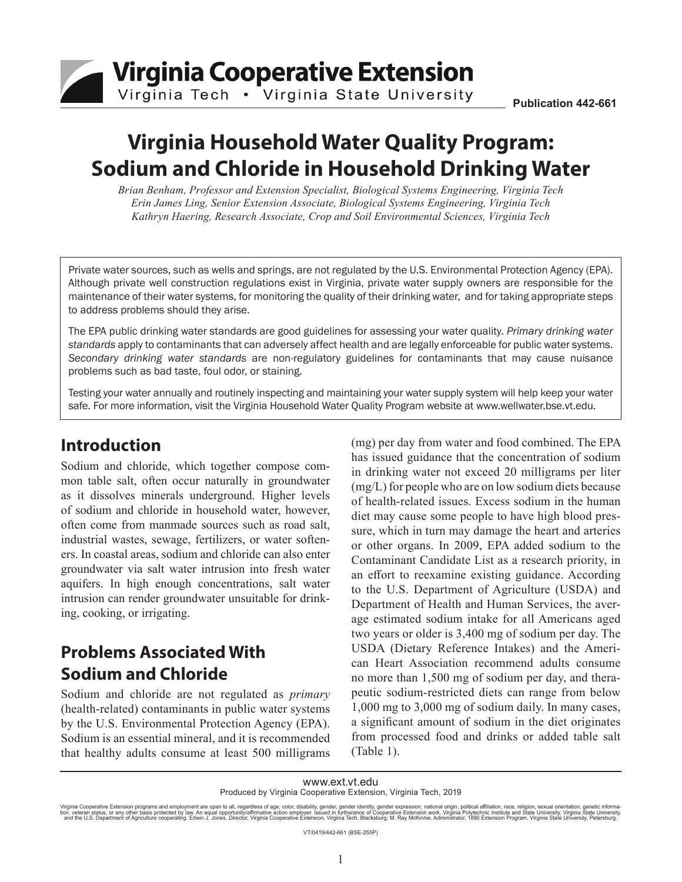Virginia Cooperative Extension

Virginia Tech • Virginia State University

Publication 442-661

# Virginia Household Water Quality Program: Sodium and Chloride in Household Drinking Water

*Brian Benham, Professor and Extension Specialist, Biological Systems Engineering, Virginia Tech*
*Erin James Ling, Senior Extension Associate, Biological Systems Engineering, Virginia Tech*
*Kathryn Haering, Research Associate, Crop and Soil Environmental Sciences, Virginia Tech*

Private water sources, such as wells and springs, are not regulated by the U.S. Environmental Protection Agency (EPA). Although private well construction regulations exist in Virginia, private water supply owners are responsible for the maintenance of their water systems, for monitoring the quality of their drinking water, and for taking appropriate steps to address problems should they arise.

The EPA public drinking water standards are good guidelines for assessing your water quality. *Primary drinking water standards* apply to contaminants that can adversely affect health and are legally enforceable for public water systems. *Secondary drinking water standards* are non-regulatory guidelines for contaminants that may cause nuisance problems such as bad taste, foul odor, or staining.

Testing your water annually and routinely inspecting and maintaining your water supply system will help keep your water safe. For more information, visit the Virginia Household Water Quality Program website at www.wellwater.bse.vt.edu.

## Introduction

Sodium and chloride, which together compose common table salt, often occur naturally in groundwater as it dissolves minerals underground. Higher levels of sodium and chloride in household water, however, often come from manmade sources such as road salt, industrial wastes, sewage, fertilizers, or water softeners. In coastal areas, sodium and chloride can also enter groundwater via salt water intrusion into fresh water aquifers. In high enough concentrations, salt water intrusion can render groundwater unsuitable for drinking, cooking, or irrigating.

## Problems Associated With Sodium and Chloride

Sodium and chloride are not regulated as *primary* (health-related) contaminants in public water systems by the U.S. Environmental Protection Agency (EPA). Sodium is an essential mineral, and it is recommended that healthy adults consume at least 500 milligrams (mg) per day from water and food combined. The EPA has issued guidance that the concentration of sodium in drinking water not exceed 20 milligrams per liter (mg/L) for people who are on low sodium diets because of health-related issues. Excess sodium in the human diet may cause some people to have high blood pressure, which in turn may damage the heart and arteries or other organs. In 2009, EPA added sodium to the Contaminant Candidate List as a research priority, in an effort to reexamine existing guidance. According to the U.S. Department of Agriculture (USDA) and Department of Health and Human Services, the average estimated sodium intake for all Americans aged two years or older is 3,400 mg of sodium per day. The USDA (Dietary Reference Intakes) and the American Heart Association recommend adults consume no more than 1,500 mg of sodium per day, and therapeutic sodium-restricted diets can range from below 1,000 mg to 3,000 mg of sodium daily. In many cases, a significant amount of sodium in the diet originates from processed food and drinks or added table salt (Table 1).

www.ext.vt.edu
Produced by Virginia Cooperative Extension, Virginia Tech, 2019

Virginia Cooperative Extension programs and employment are open to all, regardless of age, color, disability, gender, gender identity, gender expression, national origin, political affiliation, race, religion, sexual orientation, genetic information, veteran status, or any other basis protected by law. An equal opportunity/affirmative action employer. Issued in furtherance of Cooperative Extension work, Virginia Polytechnic Institute and State University, Virginia State University, and the U.S. Department of Agriculture cooperating. Edwin J. Jones, Director, Virginia Cooperative Extension, Virginia Tech, Blacksburg; M. Ray McKinnie, Administrator, 1890 Extension Program, Virginia State University, Petersburg.

VT/0419/442-661 (BSE-255P)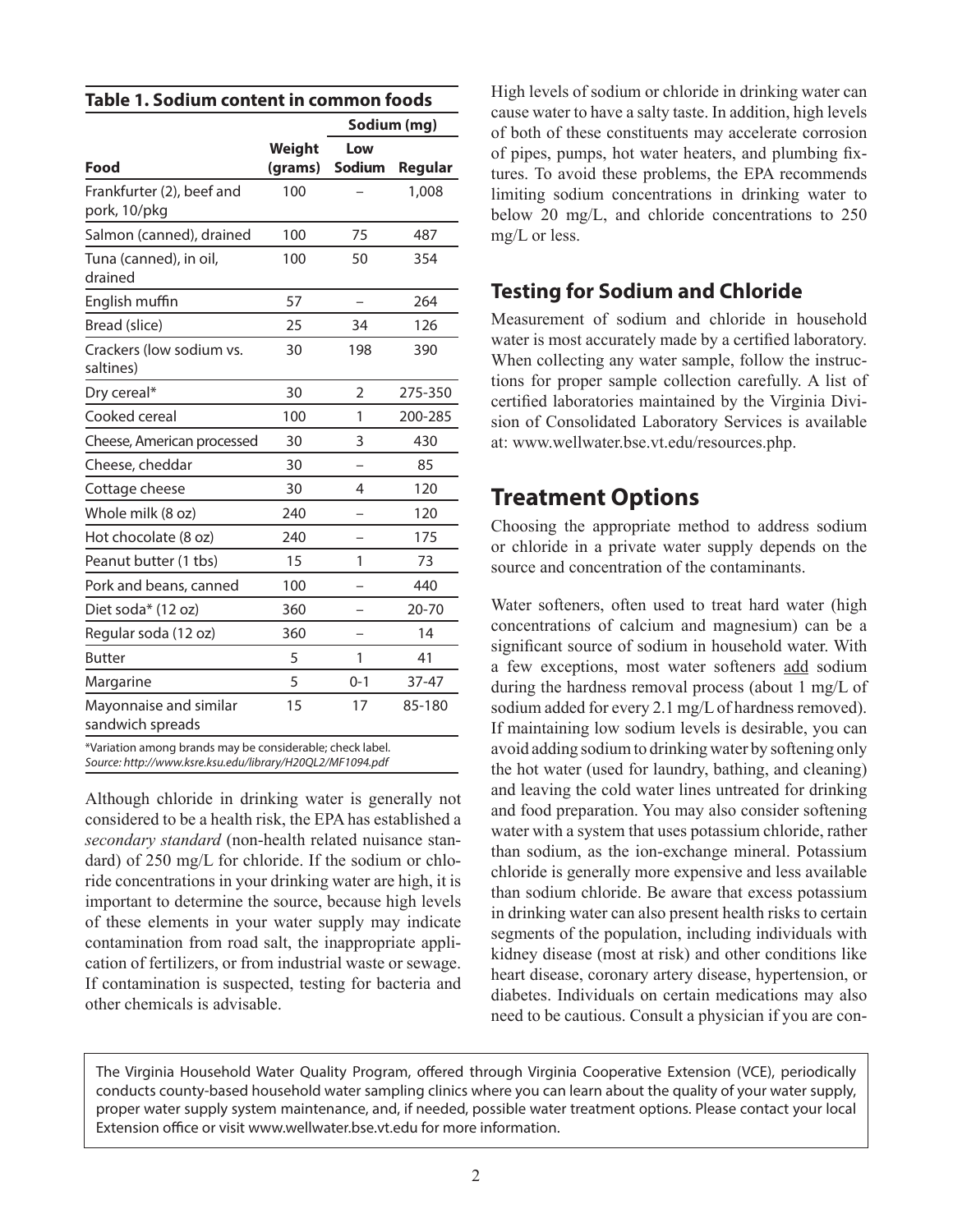**Table 1. Sodium content in common foods**

| Food | Weight (grams) | Sodium (mg) | |
|---|---|---|---|
| | | Low Sodium | Regular |
| Frankfurter (2), beef and pork, 10/pkg | 100 | – | 1,008 |
| Salmon (canned), drained | 100 | 75 | 487 |
| Tuna (canned), in oil, drained | 100 | 50 | 354 |
| English muffin | 57 | – | 264 |
| Bread (slice) | 25 | 34 | 126 |
| Crackers (low sodium vs. saltines) | 30 | 198 | 390 |
| Dry cereal* | 30 | 2 | 275-350 |
| Cooked cereal | 100 | 1 | 200-285 |
| Cheese, American processed | 30 | 3 | 430 |
| Cheese, cheddar | 30 | – | 85 |
| Cottage cheese | 30 | 4 | 120 |
| Whole milk (8 oz) | 240 | – | 120 |
| Hot chocolate (8 oz) | 240 | – | 175 |
| Peanut butter (1 tbs) | 15 | 1 | 73 |
| Pork and beans, canned | 100 | – | 440 |
| Diet soda* (12 oz) | 360 | – | 20-70 |
| Regular soda (12 oz) | 360 | – | 14 |
| Butter | 5 | 1 | 41 |
| Margarine | 5 | 0-1 | 37-47 |
| Mayonnaise and similar sandwich spreads | 15 | 17 | 85-180 |

*Variation among brands may be considerable; check label.
*Source: http://www.ksre.ksu.edu/library/H20QL2/MF1094.pdf*

Although chloride in drinking water is generally not considered to be a health risk, the EPA has established a *secondary standard* (non-health related nuisance standard) of 250 mg/L for chloride. If the sodium or chloride concentrations in your drinking water are high, it is important to determine the source, because high levels of these elements in your water supply may indicate contamination from road salt, the inappropriate application of fertilizers, or from industrial waste or sewage. If contamination is suspected, testing for bacteria and other chemicals is advisable.

High levels of sodium or chloride in drinking water can cause water to have a salty taste. In addition, high levels of both of these constituents may accelerate corrosion of pipes, pumps, hot water heaters, and plumbing fixtures. To avoid these problems, the EPA recommends limiting sodium concentrations in drinking water to below 20 mg/L, and chloride concentrations to 250 mg/L or less.

## Testing for Sodium and Chloride

Measurement of sodium and chloride in household water is most accurately made by a certified laboratory. When collecting any water sample, follow the instructions for proper sample collection carefully. A list of certified laboratories maintained by the Virginia Division of Consolidated Laboratory Services is available at: www.wellwater.bse.vt.edu/resources.php.

# Treatment Options

Choosing the appropriate method to address sodium or chloride in a private water supply depends on the source and concentration of the contaminants.

Water softeners, often used to treat hard water (high concentrations of calcium and magnesium) can be a significant source of sodium in household water. With a few exceptions, most water softeners add sodium during the hardness removal process (about 1 mg/L of sodium added for every 2.1 mg/L of hardness removed). If maintaining low sodium levels is desirable, you can avoid adding sodium to drinking water by softening only the hot water (used for laundry, bathing, and cleaning) and leaving the cold water lines untreated for drinking and food preparation. You may also consider softening water with a system that uses potassium chloride, rather than sodium, as the ion-exchange mineral. Potassium chloride is generally more expensive and less available than sodium chloride. Be aware that excess potassium in drinking water can also present health risks to certain segments of the population, including individuals with kidney disease (most at risk) and other conditions like heart disease, coronary artery disease, hypertension, or diabetes. Individuals on certain medications may also need to be cautious. Consult a physician if you are con-

The Virginia Household Water Quality Program, offered through Virginia Cooperative Extension (VCE), periodically conducts county-based household water sampling clinics where you can learn about the quality of your water supply, proper water supply system maintenance, and, if needed, possible water treatment options. Please contact your local Extension office or visit www.wellwater.bse.vt.edu for more information.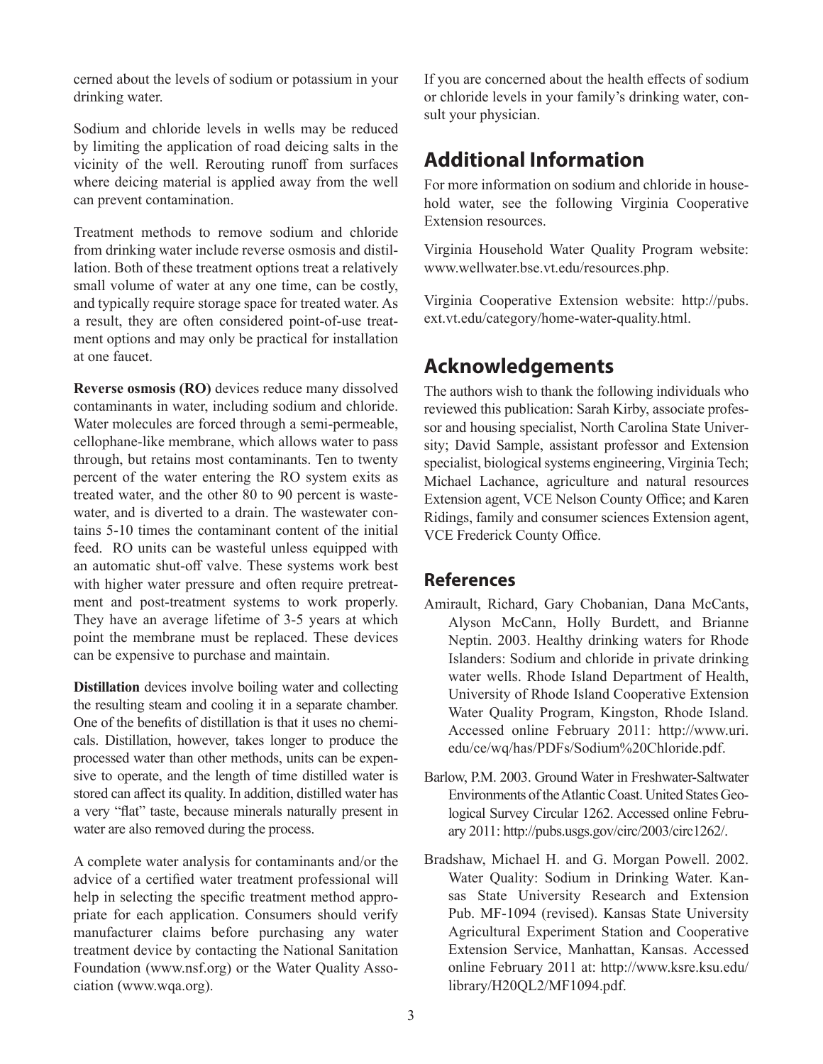cerned about the levels of sodium or potassium in your drinking water.

Sodium and chloride levels in wells may be reduced by limiting the application of road deicing salts in the vicinity of the well. Rerouting runoff from surfaces where deicing material is applied away from the well can prevent contamination.

Treatment methods to remove sodium and chloride from drinking water include reverse osmosis and distillation. Both of these treatment options treat a relatively small volume of water at any one time, can be costly, and typically require storage space for treated water. As a result, they are often considered point-of-use treatment options and may only be practical for installation at one faucet.

**Reverse osmosis (RO)** devices reduce many dissolved contaminants in water, including sodium and chloride. Water molecules are forced through a semi-permeable, cellophane-like membrane, which allows water to pass through, but retains most contaminants. Ten to twenty percent of the water entering the RO system exits as treated water, and the other 80 to 90 percent is wastewater, and is diverted to a drain. The wastewater contains 5-10 times the contaminant content of the initial feed. RO units can be wasteful unless equipped with an automatic shut-off valve. These systems work best with higher water pressure and often require pretreatment and post-treatment systems to work properly. They have an average lifetime of 3-5 years at which point the membrane must be replaced. These devices can be expensive to purchase and maintain.

**Distillation** devices involve boiling water and collecting the resulting steam and cooling it in a separate chamber. One of the benefits of distillation is that it uses no chemicals. Distillation, however, takes longer to produce the processed water than other methods, units can be expensive to operate, and the length of time distilled water is stored can affect its quality. In addition, distilled water has a very "flat" taste, because minerals naturally present in water are also removed during the process.

A complete water analysis for contaminants and/or the advice of a certified water treatment professional will help in selecting the specific treatment method appropriate for each application. Consumers should verify manufacturer claims before purchasing any water treatment device by contacting the National Sanitation Foundation (www.nsf.org) or the Water Quality Association (www.wqa.org).

If you are concerned about the health effects of sodium or chloride levels in your family's drinking water, consult your physician.

## Additional Information

For more information on sodium and chloride in household water, see the following Virginia Cooperative Extension resources.

Virginia Household Water Quality Program website: www.wellwater.bse.vt.edu/resources.php.

Virginia Cooperative Extension website: http://pubs.ext.vt.edu/category/home-water-quality.html.

## Acknowledgements

The authors wish to thank the following individuals who reviewed this publication: Sarah Kirby, associate professor and housing specialist, North Carolina State University; David Sample, assistant professor and Extension specialist, biological systems engineering, Virginia Tech; Michael Lachance, agriculture and natural resources Extension agent, VCE Nelson County Office; and Karen Ridings, family and consumer sciences Extension agent, VCE Frederick County Office.

### References

Amirault, Richard, Gary Chobanian, Dana McCants, Alyson McCann, Holly Burdett, and Brianne Neptin. 2003. Healthy drinking waters for Rhode Islanders: Sodium and chloride in private drinking water wells. Rhode Island Department of Health, University of Rhode Island Cooperative Extension Water Quality Program, Kingston, Rhode Island. Accessed online February 2011: http://www.uri.edu/ce/wq/has/PDFs/Sodium%20Chloride.pdf.

Barlow, P.M. 2003. Ground Water in Freshwater-Saltwater Environments of the Atlantic Coast. United States Geological Survey Circular 1262. Accessed online February 2011: http://pubs.usgs.gov/circ/2003/circ1262/.

Bradshaw, Michael H. and G. Morgan Powell. 2002. Water Quality: Sodium in Drinking Water. Kansas State University Research and Extension Pub. MF-1094 (revised). Kansas State University Agricultural Experiment Station and Cooperative Extension Service, Manhattan, Kansas. Accessed online February 2011 at: http://www.ksre.ksu.edu/library/H20QL2/MF1094.pdf.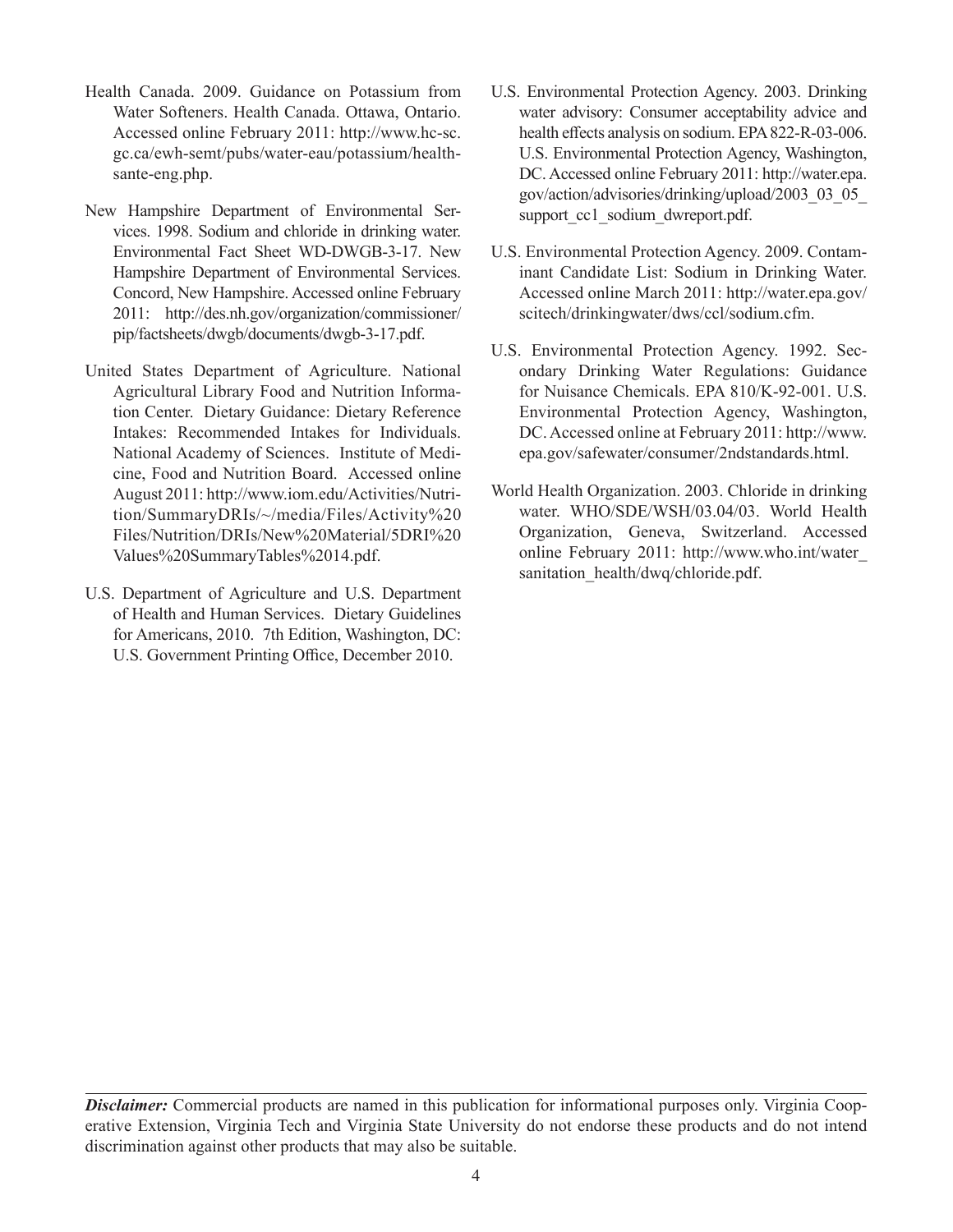Health Canada. 2009. Guidance on Potassium from Water Softeners. Health Canada. Ottawa, Ontario. Accessed online February 2011: http://www.hc-sc.gc.ca/ewh-semt/pubs/water-eau/potassium/health-sante-eng.php.

New Hampshire Department of Environmental Services. 1998. Sodium and chloride in drinking water. Environmental Fact Sheet WD-DWGB-3-17. New Hampshire Department of Environmental Services. Concord, New Hampshire. Accessed online February 2011: http://des.nh.gov/organization/commissioner/pip/factsheets/dwgb/documents/dwgb-3-17.pdf.

United States Department of Agriculture. National Agricultural Library Food and Nutrition Information Center. Dietary Guidance: Dietary Reference Intakes: Recommended Intakes for Individuals. National Academy of Sciences. Institute of Medicine, Food and Nutrition Board. Accessed online August 2011: http://www.iom.edu/Activities/Nutrition/SummaryDRIs/~/media/Files/Activity%20Files/Nutrition/DRIs/New%20Material/5DRI%20Values%20SummaryTables%2014.pdf.

U.S. Department of Agriculture and U.S. Department of Health and Human Services. Dietary Guidelines for Americans, 2010. 7th Edition, Washington, DC: U.S. Government Printing Office, December 2010.

U.S. Environmental Protection Agency. 2003. Drinking water advisory: Consumer acceptability advice and health effects analysis on sodium. EPA 822-R-03-006. U.S. Environmental Protection Agency, Washington, DC. Accessed online February 2011: http://water.epa.gov/action/advisories/drinking/upload/2003_03_05_support_cc1_sodium_dwreport.pdf.

U.S. Environmental Protection Agency. 2009. Contaminant Candidate List: Sodium in Drinking Water. Accessed online March 2011: http://water.epa.gov/scitech/drinkingwater/dws/ccl/sodium.cfm.

U.S. Environmental Protection Agency. 1992. Secondary Drinking Water Regulations: Guidance for Nuisance Chemicals. EPA 810/K-92-001. U.S. Environmental Protection Agency, Washington, DC. Accessed online at February 2011: http://www.epa.gov/safewater/consumer/2ndstandards.html.

World Health Organization. 2003. Chloride in drinking water. WHO/SDE/WSH/03.04/03. World Health Organization, Geneva, Switzerland. Accessed online February 2011: http://www.who.int/water_sanitation_health/dwq/chloride.pdf.

---

***Disclaimer:*** Commercial products are named in this publication for informational purposes only. Virginia Cooperative Extension, Virginia Tech and Virginia State University do not endorse these products and do not intend discrimination against other products that may also be suitable.